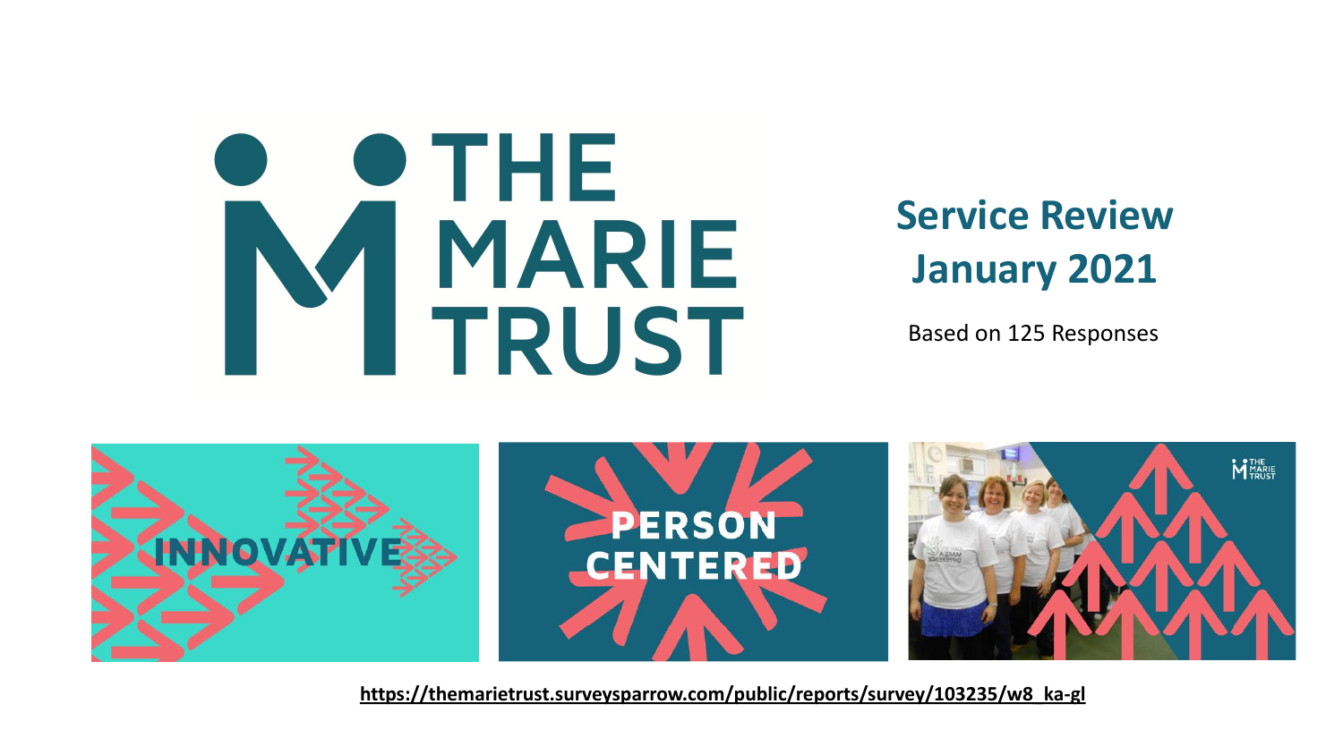# THE MARIE TRUST

## Service Review January 2021

Based on 125 Responses

INNOVATIVE

PERSON CENTERED

https://themarietrust.surveysparrow.com/public/reports/survey/103235/w8_ka-gl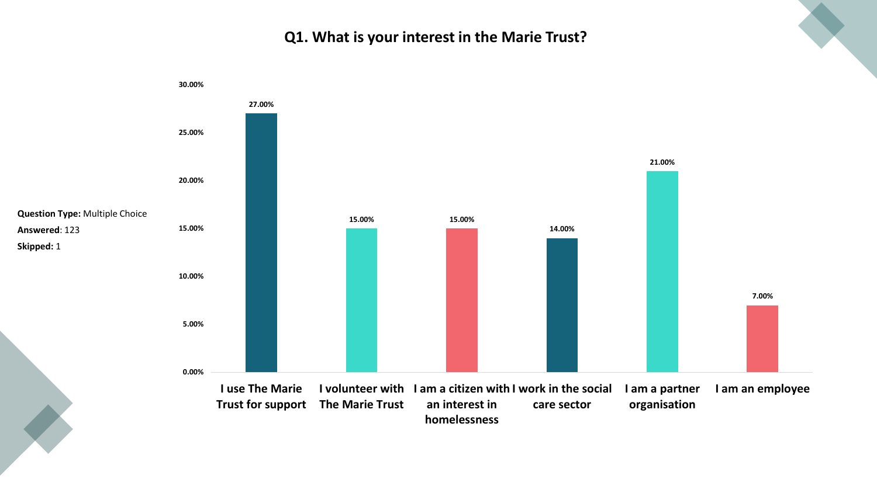# Q1. What is your interest in the Marie Trust?

**Question Type:** Multiple Choice

**Answered**: 123

**Skipped:** 1

| Response | Percentage |
| --- | --- |
| I use The Marie Trust for support | 27.00% |
| I volunteer with The Marie Trust | 15.00% |
| I am a citizen with an interest in homelessness | 15.00% |
| I work in the social care sector | 14.00% |
| I am a partner organisation | 21.00% |
| I am an employee | 7.00% |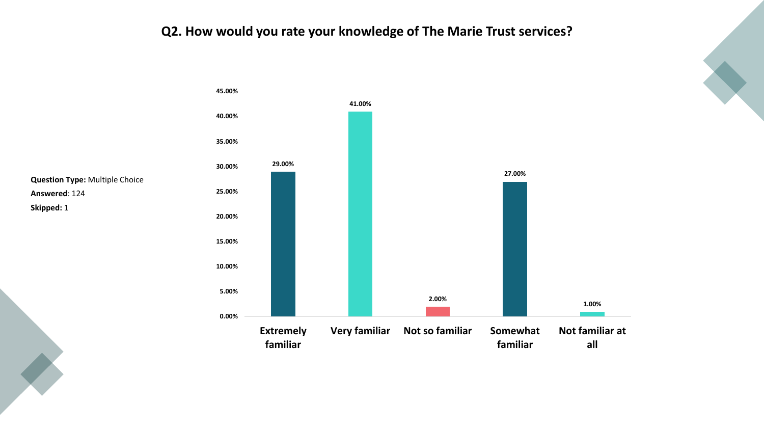## Q2. How would you rate your knowledge of The Marie Trust services?

**Question Type:** Multiple Choice

**Answered**: 124

**Skipped:** 1

| Response | Percentage |
| --- | --- |
| Extremely familiar | 29.00% |
| Very familiar | 41.00% |
| Not so familiar | 2.00% |
| Somewhat familiar | 27.00% |
| Not familiar at all | 1.00% |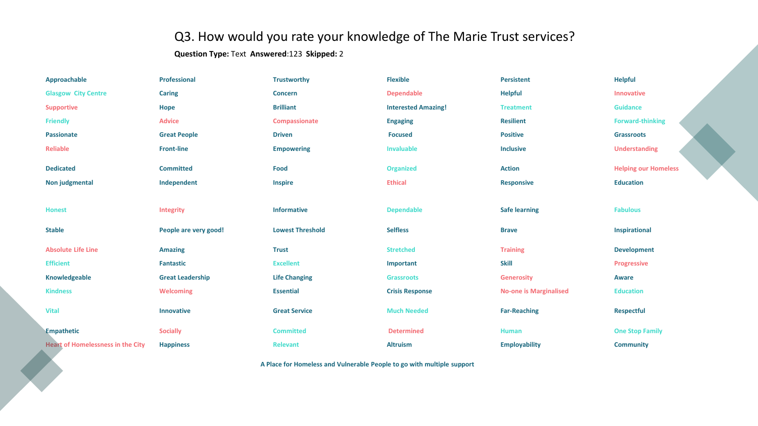# Q3. How would you rate your knowledge of The Marie Trust services?

**Question Type:** Text **Answered**:123 **Skipped:** 2

| | | | | | |
|---|---|---|---|---|---|
| Approachable | Professional | Trustworthy | Flexible | Persistent | Helpful |
| Glasgow City Centre | Caring | Concern | Dependable | Helpful | Innovative |
| Supportive | Hope | Brilliant | Interested Amazing! | Treatment | Guidance |
| Friendly | Advice | Compassionate | Engaging | Resilient | Forward-thinking |
| Passionate | Great People | Driven | Focused | Positive | Grassroots |
| Reliable | Front-line | Empowering | Invaluable | Inclusive | Understanding |
| Dedicated | Committed | Food | Organized | Action | Helping our Homeless |
| Non judgmental | Independent | Inspire | Ethical | Responsive | Education |
| Honest | Integrity | Informative | Dependable | Safe learning | Fabulous |
| Stable | People are very good! | Lowest Threshold | Selfless | Brave | Inspirational |
| Absolute Life Line | Amazing | Trust | Stretched | Training | Development |
| Efficient | Fantastic | Excellent | Important | Skill | Progressive |
| Knowledgeable | Great Leadership | Life Changing | Grassroots | Generosity | Aware |
| Kindness | Welcoming | Essential | Crisis Response | No-one is Marginalised | Education |
| Vital | Innovative | Great Service | Much Needed | Far-Reaching | Respectful |
| Empathetic | Socially | Committed | Determined | Human | One Stop Family |
| Heart of Homelessness in the City | Happiness | Relevant | Altruism | Employability | Community |

A Place for Homeless and Vulnerable People to go with multiple support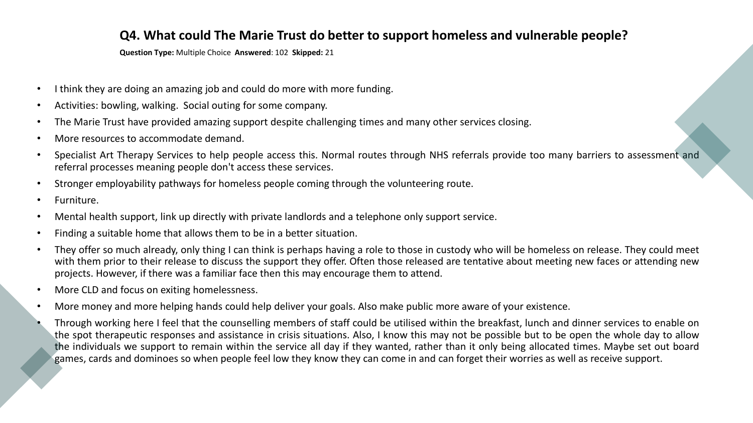## Q4. What could The Marie Trust do better to support homeless and vulnerable people?

**Question Type:** Multiple Choice **Answered**: 102 **Skipped:** 21

- I think they are doing an amazing job and could do more with more funding.
- Activities: bowling, walking. Social outing for some company.
- The Marie Trust have provided amazing support despite challenging times and many other services closing.
- More resources to accommodate demand.
- Specialist Art Therapy Services to help people access this. Normal routes through NHS referrals provide too many barriers to assessment and referral processes meaning people don't access these services.
- Stronger employability pathways for homeless people coming through the volunteering route.
- Furniture.
- Mental health support, link up directly with private landlords and a telephone only support service.
- Finding a suitable home that allows them to be in a better situation.
- They offer so much already, only thing I can think is perhaps having a role to those in custody who will be homeless on release. They could meet with them prior to their release to discuss the support they offer. Often those released are tentative about meeting new faces or attending new projects. However, if there was a familiar face then this may encourage them to attend.
- More CLD and focus on exiting homelessness.
- More money and more helping hands could help deliver your goals. Also make public more aware of your existence.
- Through working here I feel that the counselling members of staff could be utilised within the breakfast, lunch and dinner services to enable on the spot therapeutic responses and assistance in crisis situations. Also, I know this may not be possible but to be open the whole day to allow the individuals we support to remain within the service all day if they wanted, rather than it only being allocated times. Maybe set out board games, cards and dominoes so when people feel low they know they can come in and can forget their worries as well as receive support.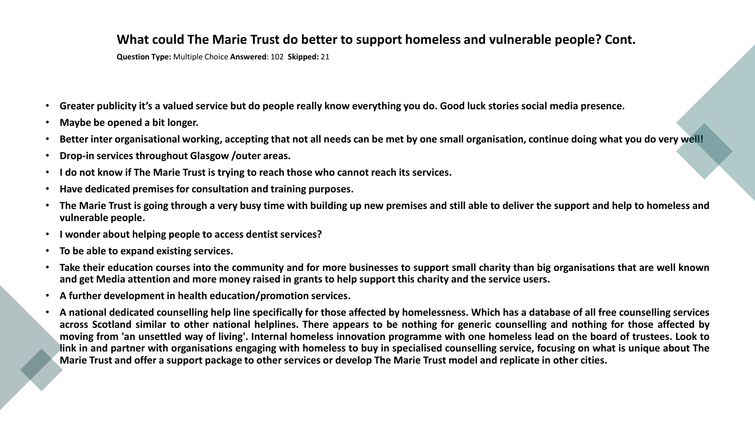## What could The Marie Trust do better to support homeless and vulnerable people? Cont.

**Question Type:** Multiple Choice **Answered**: 102 **Skipped:** 21

- **Greater publicity it's a valued service but do people really know everything you do. Good luck stories social media presence.**
- **Maybe be opened a bit longer.**
- **Better inter organisational working, accepting that not all needs can be met by one small organisation, continue doing what you do very well!**
- **Drop-in services throughout Glasgow /outer areas.**
- **I do not know if The Marie Trust is trying to reach those who cannot reach its services.**
- **Have dedicated premises for consultation and training purposes.**
- **The Marie Trust is going through a very busy time with building up new premises and still able to deliver the support and help to homeless and vulnerable people.**
- **I wonder about helping people to access dentist services?**
- **To be able to expand existing services.**
- **Take their education courses into the community and for more businesses to support small charity than big organisations that are well known and get Media attention and more money raised in grants to help support this charity and the service users.**
- **A further development in health education/promotion services.**
- **A national dedicated counselling help line specifically for those affected by homelessness. Which has a database of all free counselling services across Scotland similar to other national helplines. There appears to be nothing for generic counselling and nothing for those affected by moving from 'an unsettled way of living'. Internal homeless innovation programme with one homeless lead on the board of trustees. Look to link in and partner with organisations engaging with homeless to buy in specialised counselling service, focusing on what is unique about The Marie Trust and offer a support package to other services or develop The Marie Trust model and replicate in other cities.**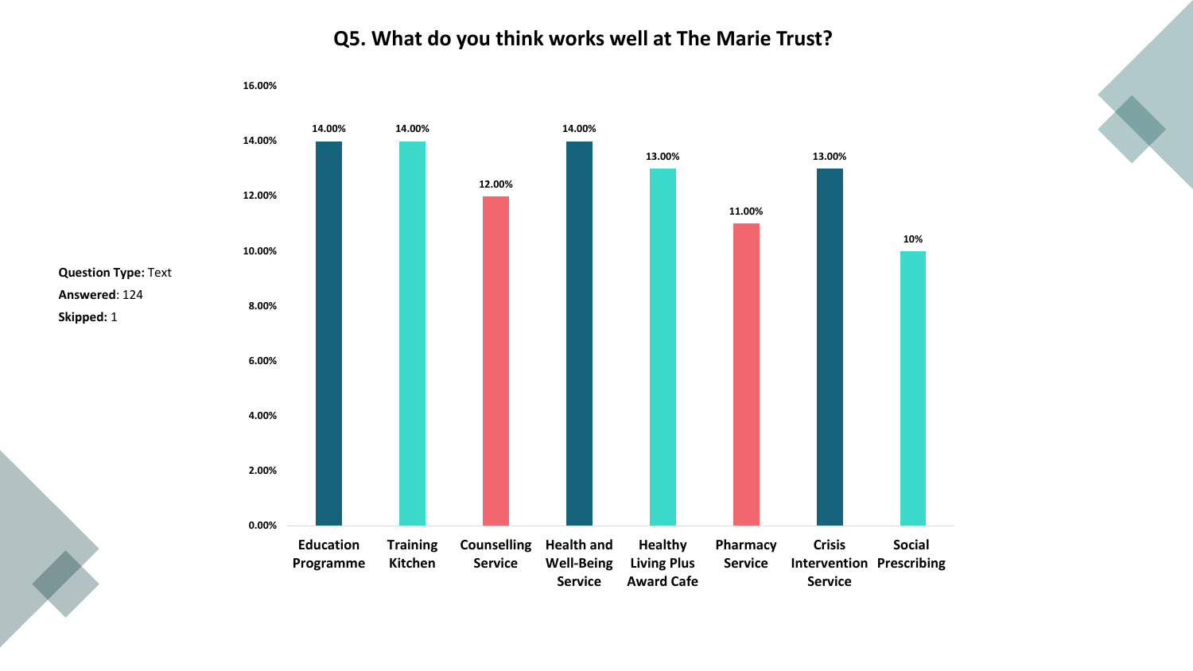# Q5. What do you think works well at The Marie Trust?

**Question Type:** Text

**Answered**: 124

**Skipped:** 1

| Service | Percentage |
|---|---|
| Education Programme | 14.00% |
| Training Kitchen | 14.00% |
| Counselling Service | 12.00% |
| Health and Well-Being Service | 14.00% |
| Healthy Living Plus Award Cafe | 13.00% |
| Pharmacy Service | 11.00% |
| Crisis Intervention Service | 13.00% |
| Social Prescribing | 10% |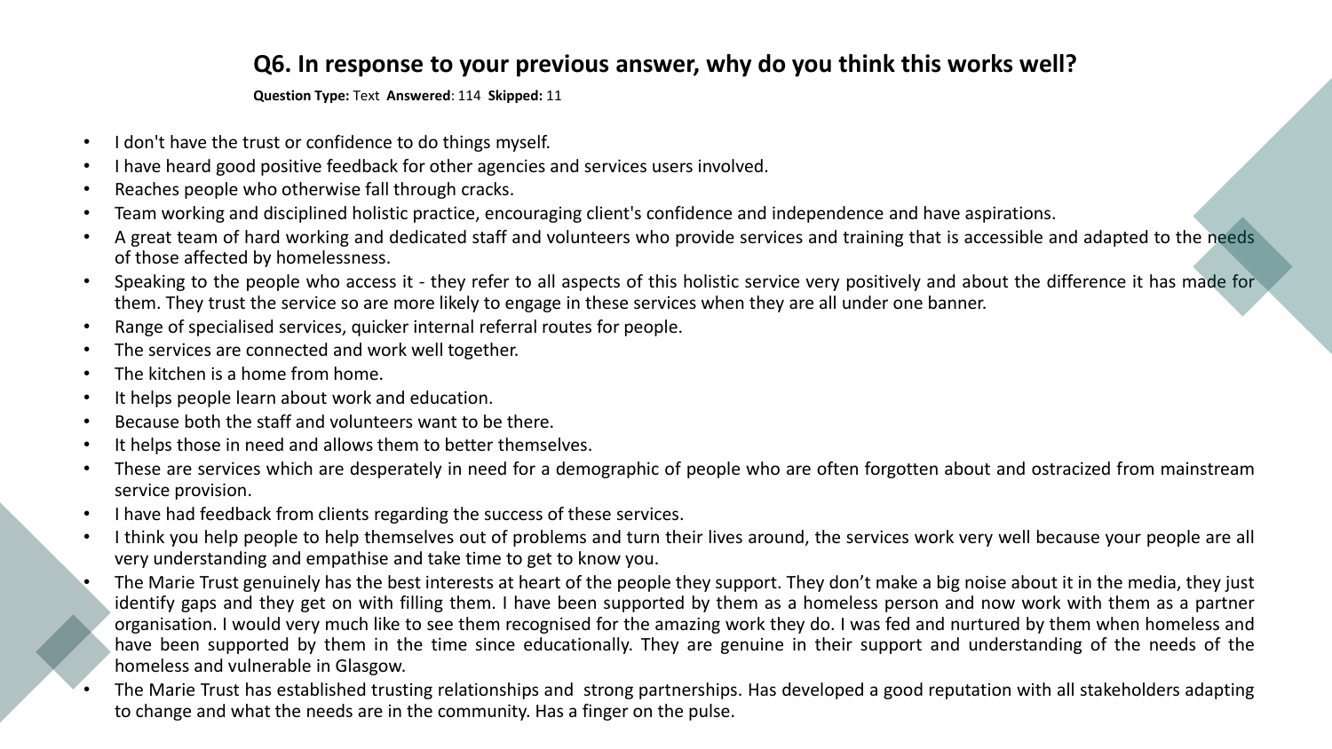## Q6. In response to your previous answer, why do you think this works well?

**Question Type:** Text **Answered**: 114 **Skipped:** 11

- I don't have the trust or confidence to do things myself.
- I have heard good positive feedback for other agencies and services users involved.
- Reaches people who otherwise fall through cracks.
- Team working and disciplined holistic practice, encouraging client's confidence and independence and have aspirations.
- A great team of hard working and dedicated staff and volunteers who provide services and training that is accessible and adapted to the needs of those affected by homelessness.
- Speaking to the people who access it - they refer to all aspects of this holistic service very positively and about the difference it has made for them. They trust the service so are more likely to engage in these services when they are all under one banner.
- Range of specialised services, quicker internal referral routes for people.
- The services are connected and work well together.
- The kitchen is a home from home.
- It helps people learn about work and education.
- Because both the staff and volunteers want to be there.
- It helps those in need and allows them to better themselves.
- These are services which are desperately in need for a demographic of people who are often forgotten about and ostracized from mainstream service provision.
- I have had feedback from clients regarding the success of these services.
- I think you help people to help themselves out of problems and turn their lives around, the services work very well because your people are all very understanding and empathise and take time to get to know you.
- The Marie Trust genuinely has the best interests at heart of the people they support. They don't make a big noise about it in the media, they just identify gaps and they get on with filling them. I have been supported by them as a homeless person and now work with them as a partner organisation. I would very much like to see them recognised for the amazing work they do. I was fed and nurtured by them when homeless and have been supported by them in the time since educationally. They are genuine in their support and understanding of the needs of the homeless and vulnerable in Glasgow.
- The Marie Trust has established trusting relationships and strong partnerships. Has developed a good reputation with all stakeholders adapting to change and what the needs are in the community. Has a finger on the pulse.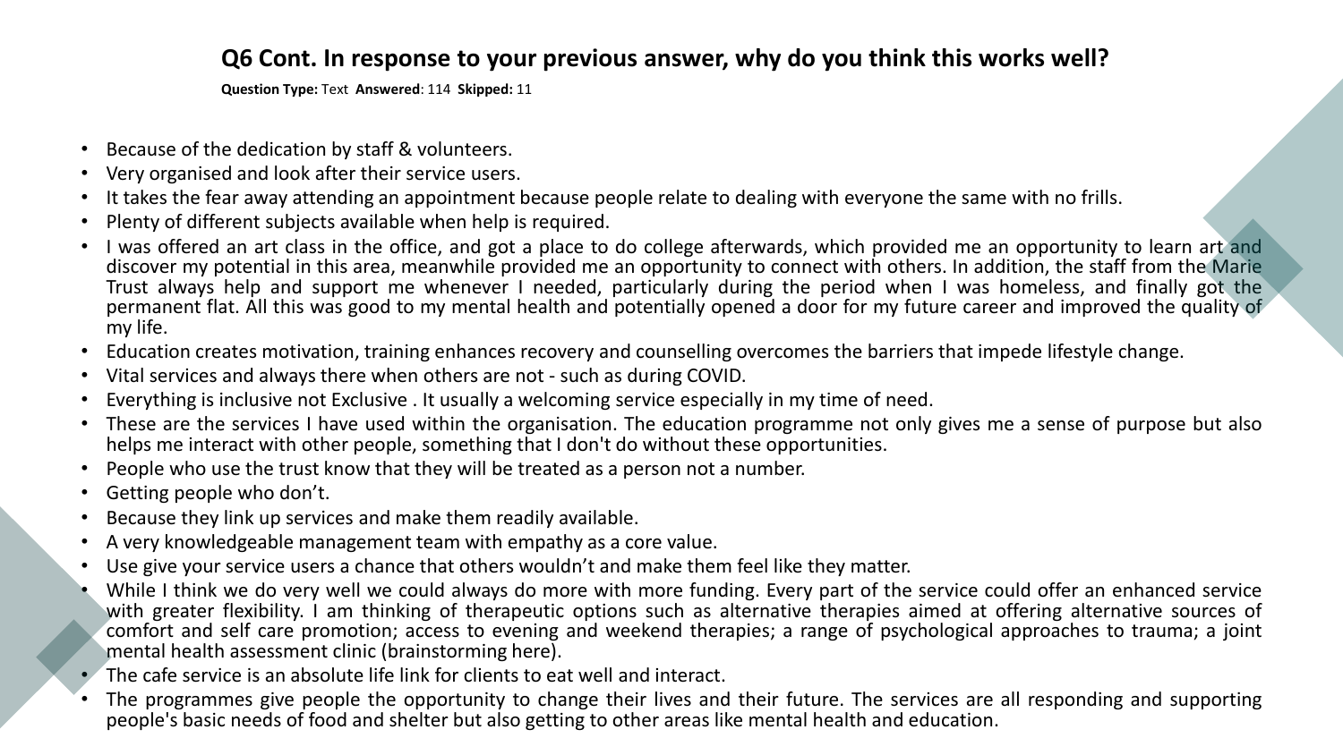## Q6 Cont. In response to your previous answer, why do you think this works well?

**Question Type:** Text **Answered**: 114 **Skipped:** 11

- Because of the dedication by staff & volunteers.
- Very organised and look after their service users.
- It takes the fear away attending an appointment because people relate to dealing with everyone the same with no frills.
- Plenty of different subjects available when help is required.
- I was offered an art class in the office, and got a place to do college afterwards, which provided me an opportunity to learn art and discover my potential in this area, meanwhile provided me an opportunity to connect with others. In addition, the staff from the Marie Trust always help and support me whenever I needed, particularly during the period when I was homeless, and finally got the permanent flat. All this was good to my mental health and potentially opened a door for my future career and improved the quality of my life.
- Education creates motivation, training enhances recovery and counselling overcomes the barriers that impede lifestyle change.
- Vital services and always there when others are not - such as during COVID.
- Everything is inclusive not Exclusive . It usually a welcoming service especially in my time of need.
- These are the services I have used within the organisation. The education programme not only gives me a sense of purpose but also helps me interact with other people, something that I don't do without these opportunities.
- People who use the trust know that they will be treated as a person not a number.
- Getting people who don't.
- Because they link up services and make them readily available.
- A very knowledgeable management team with empathy as a core value.
- Use give your service users a chance that others wouldn't and make them feel like they matter.
- While I think we do very well we could always do more with more funding. Every part of the service could offer an enhanced service with greater flexibility. I am thinking of therapeutic options such as alternative therapies aimed at offering alternative sources of comfort and self care promotion; access to evening and weekend therapies; a range of psychological approaches to trauma; a joint mental health assessment clinic (brainstorming here).
- The cafe service is an absolute life link for clients to eat well and interact.
- The programmes give people the opportunity to change their lives and their future. The services are all responding and supporting people's basic needs of food and shelter but also getting to other areas like mental health and education.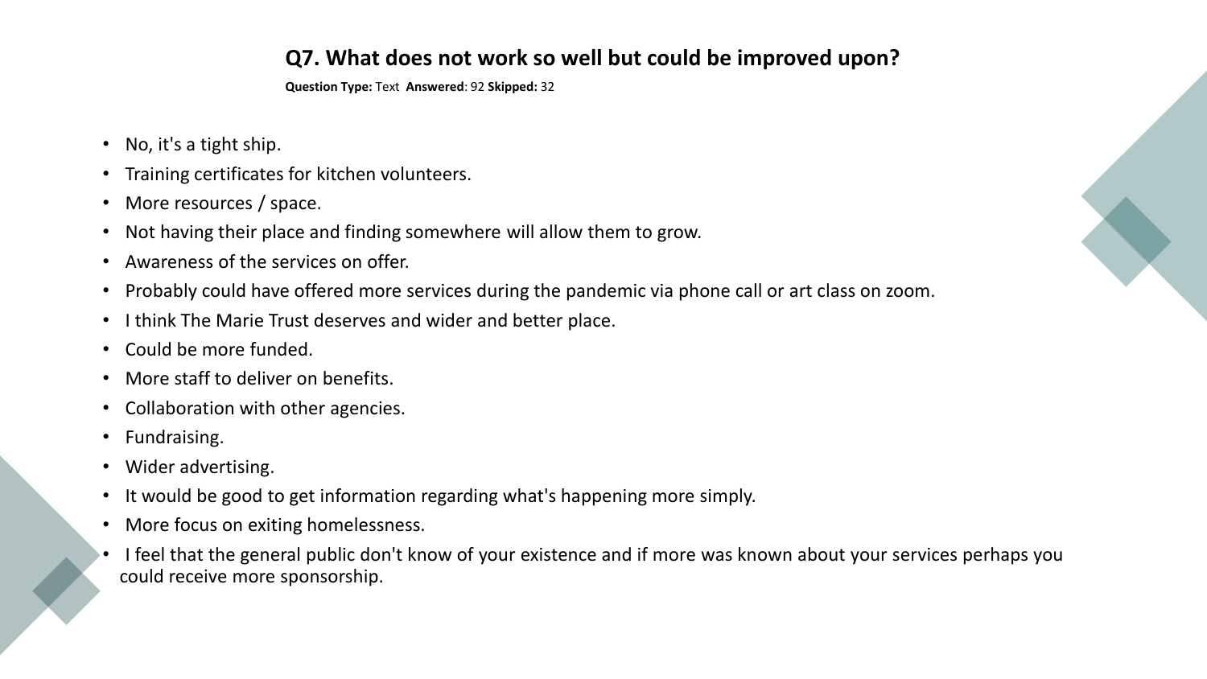## Q7. What does not work so well but could be improved upon?

**Question Type:** Text **Answered**: 92 **Skipped:** 32

- No, it's a tight ship.
- Training certificates for kitchen volunteers.
- More resources / space.
- Not having their place and finding somewhere will allow them to grow.
- Awareness of the services on offer.
- Probably could have offered more services during the pandemic via phone call or art class on zoom.
- I think The Marie Trust deserves and wider and better place.
- Could be more funded.
- More staff to deliver on benefits.
- Collaboration with other agencies.
- Fundraising.
- Wider advertising.
- It would be good to get information regarding what's happening more simply.
- More focus on exiting homelessness.
- I feel that the general public don't know of your existence and if more was known about your services perhaps you could receive more sponsorship.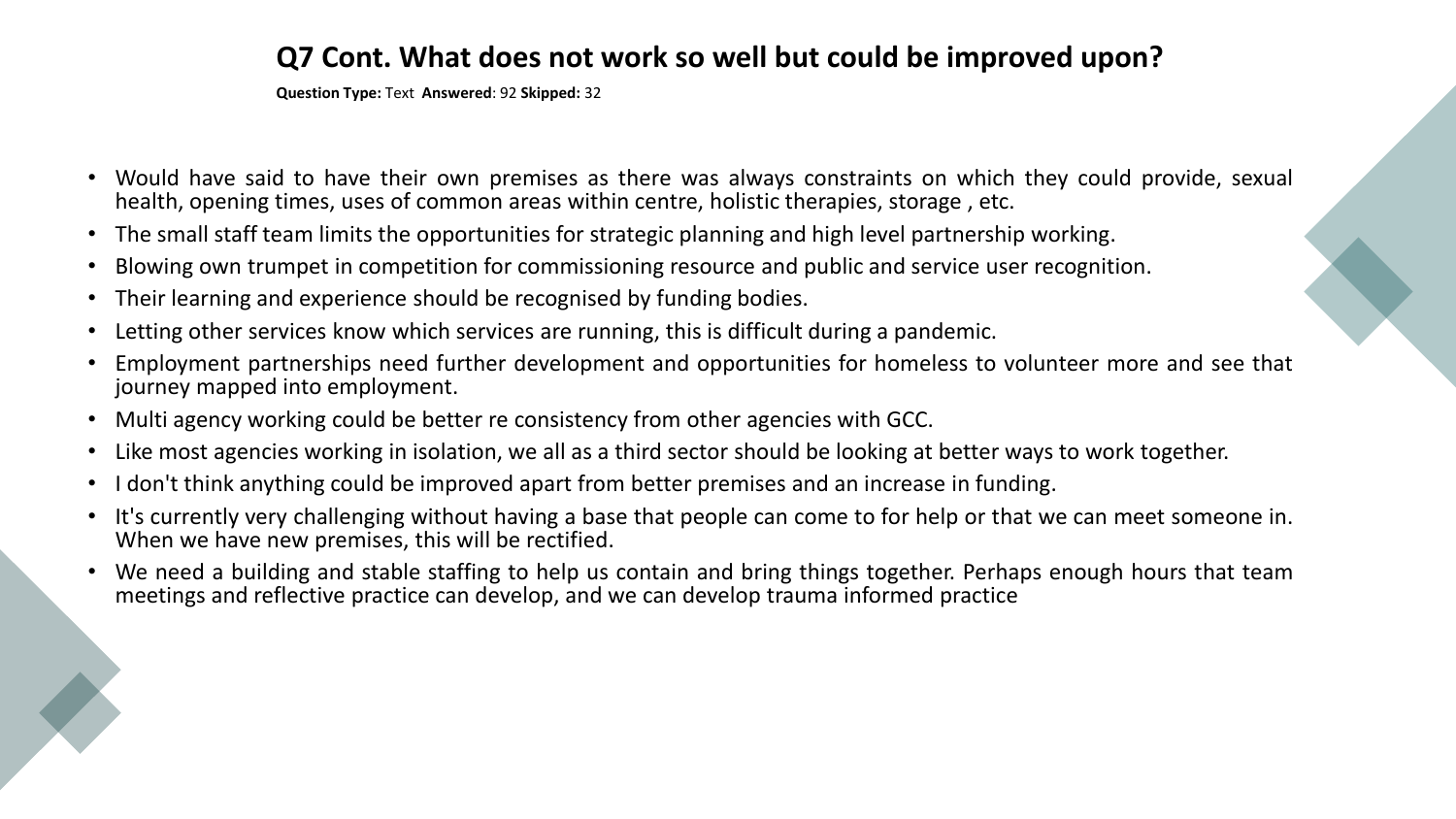## Q7 Cont. What does not work so well but could be improved upon?

**Question Type:** Text **Answered**: 92 **Skipped:** 32

- Would have said to have their own premises as there was always constraints on which they could provide, sexual health, opening times, uses of common areas within centre, holistic therapies, storage , etc.
- The small staff team limits the opportunities for strategic planning and high level partnership working.
- Blowing own trumpet in competition for commissioning resource and public and service user recognition.
- Their learning and experience should be recognised by funding bodies.
- Letting other services know which services are running, this is difficult during a pandemic.
- Employment partnerships need further development and opportunities for homeless to volunteer more and see that journey mapped into employment.
- Multi agency working could be better re consistency from other agencies with GCC.
- Like most agencies working in isolation, we all as a third sector should be looking at better ways to work together.
- I don't think anything could be improved apart from better premises and an increase in funding.
- It's currently very challenging without having a base that people can come to for help or that we can meet someone in. When we have new premises, this will be rectified.
- We need a building and stable staffing to help us contain and bring things together. Perhaps enough hours that team meetings and reflective practice can develop, and we can develop trauma informed practice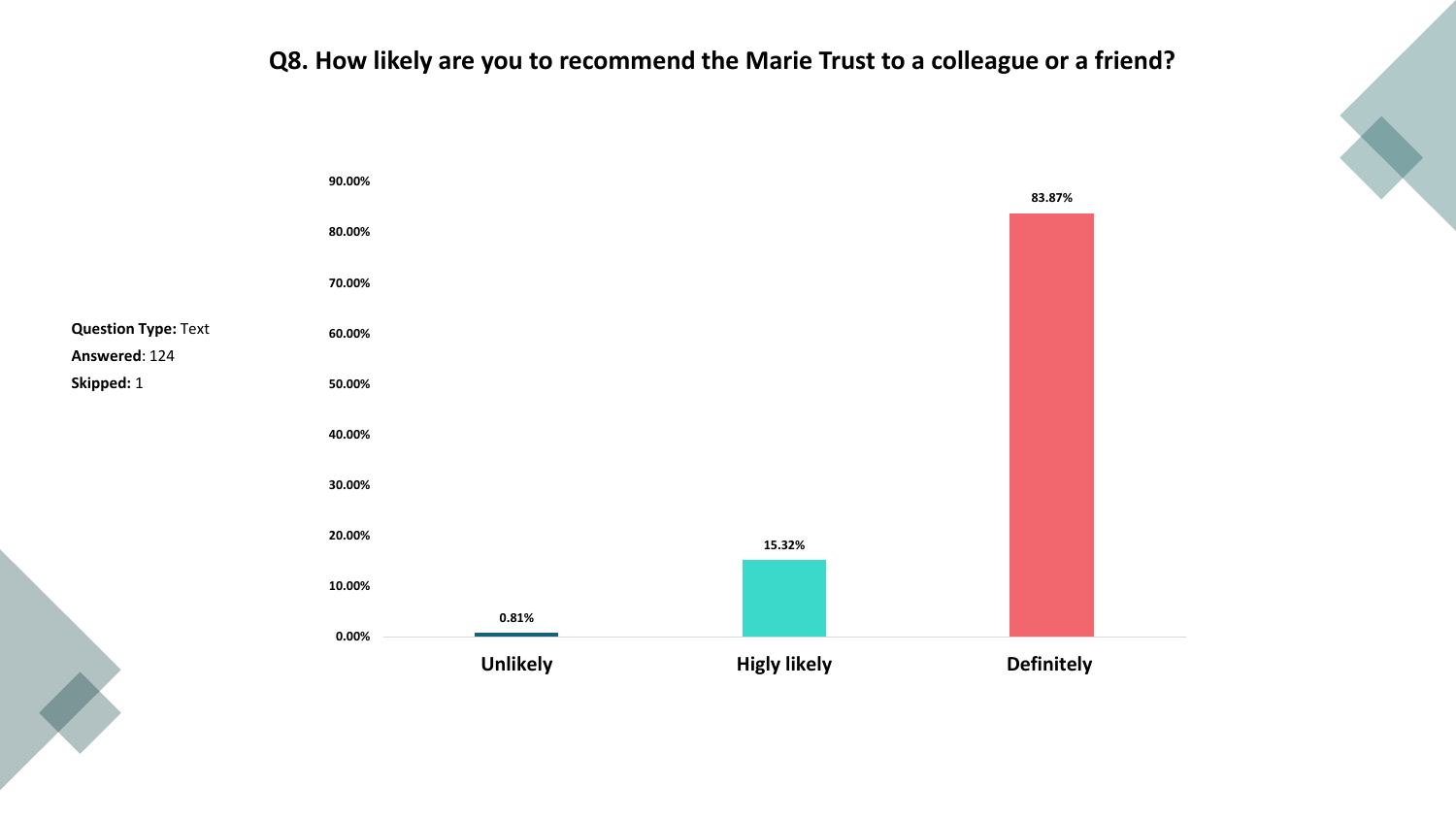## Q8. How likely are you to recommend the Marie Trust to a colleague or a friend?

**Question Type:** Text
**Answered**: 124
**Skipped:** 1

| Response | Percentage |
| --- | --- |
| Unlikely | 0.81% |
| Higly likely | 15.32% |
| Definitely | 83.87% |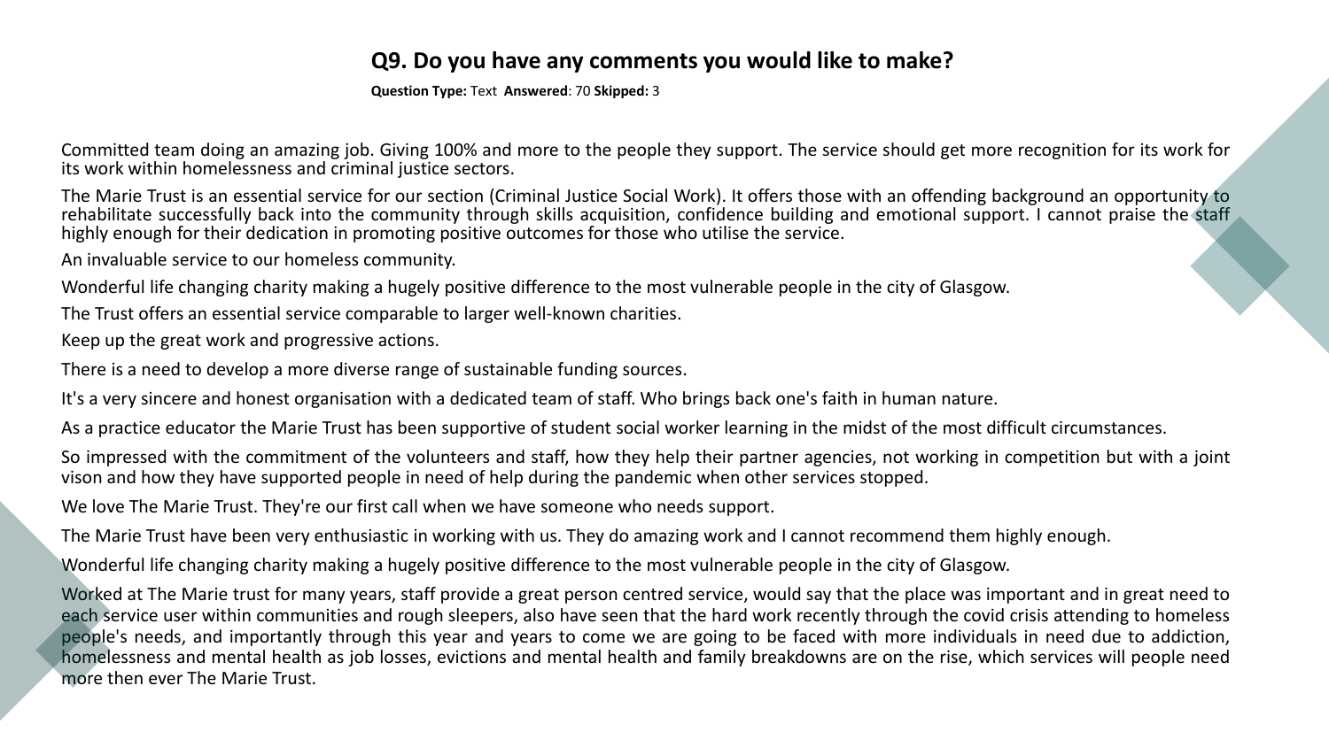## Q9. Do you have any comments you would like to make?

**Question Type:** Text **Answered**: 70 **Skipped:** 3

Committed team doing an amazing job. Giving 100% and more to the people they support. The service should get more recognition for its work for its work within homelessness and criminal justice sectors.

The Marie Trust is an essential service for our section (Criminal Justice Social Work). It offers those with an offending background an opportunity to rehabilitate successfully back into the community through skills acquisition, confidence building and emotional support. I cannot praise the staff highly enough for their dedication in promoting positive outcomes for those who utilise the service.

An invaluable service to our homeless community.

Wonderful life changing charity making a hugely positive difference to the most vulnerable people in the city of Glasgow.

The Trust offers an essential service comparable to larger well-known charities.

Keep up the great work and progressive actions.

There is a need to develop a more diverse range of sustainable funding sources.

It's a very sincere and honest organisation with a dedicated team of staff. Who brings back one's faith in human nature.

As a practice educator the Marie Trust has been supportive of student social worker learning in the midst of the most difficult circumstances.

So impressed with the commitment of the volunteers and staff, how they help their partner agencies, not working in competition but with a joint vison and how they have supported people in need of help during the pandemic when other services stopped.

We love The Marie Trust. They're our first call when we have someone who needs support.

The Marie Trust have been very enthusiastic in working with us. They do amazing work and I cannot recommend them highly enough.

Wonderful life changing charity making a hugely positive difference to the most vulnerable people in the city of Glasgow.

Worked at The Marie trust for many years, staff provide a great person centred service, would say that the place was important and in great need to each service user within communities and rough sleepers, also have seen that the hard work recently through the covid crisis attending to homeless people's needs, and importantly through this year and years to come we are going to be faced with more individuals in need due to addiction, homelessness and mental health as job losses, evictions and mental health and family breakdowns are on the rise, which services will people need more then ever The Marie Trust.